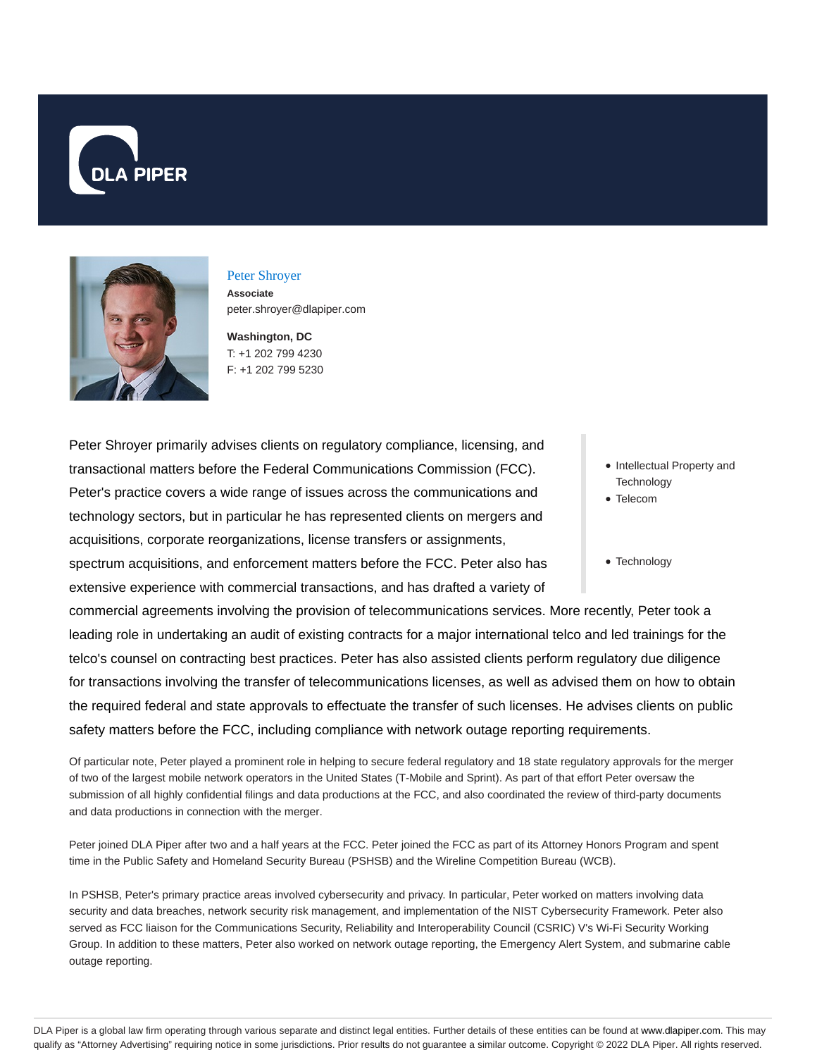# Peter Shroyer

**Associate**
peter.shroyer@dlapiper.com

**Washington, DC**
T: +1 202 799 4230
F: +1 202 799 5230

- Intellectual Property and Technology
- Telecom
- Technology

Peter Shroyer primarily advises clients on regulatory compliance, licensing, and transactional matters before the Federal Communications Commission (FCC). Peter's practice covers a wide range of issues across the communications and technology sectors, but in particular he has represented clients on mergers and acquisitions, corporate reorganizations, license transfers or assignments, spectrum acquisitions, and enforcement matters before the FCC. Peter also has extensive experience with commercial transactions, and has drafted a variety of commercial agreements involving the provision of telecommunications services. More recently, Peter took a leading role in undertaking an audit of existing contracts for a major international telco and led trainings for the telco's counsel on contracting best practices. Peter has also assisted clients perform regulatory due diligence for transactions involving the transfer of telecommunications licenses, as well as advised them on how to obtain the required federal and state approvals to effectuate the transfer of such licenses. He advises clients on public safety matters before the FCC, including compliance with network outage reporting requirements.

Of particular note, Peter played a prominent role in helping to secure federal regulatory and 18 state regulatory approvals for the merger of two of the largest mobile network operators in the United States (T-Mobile and Sprint). As part of that effort Peter oversaw the submission of all highly confidential filings and data productions at the FCC, and also coordinated the review of third-party documents and data productions in connection with the merger.

Peter joined DLA Piper after two and a half years at the FCC. Peter joined the FCC as part of its Attorney Honors Program and spent time in the Public Safety and Homeland Security Bureau (PSHSB) and the Wireline Competition Bureau (WCB).

In PSHSB, Peter's primary practice areas involved cybersecurity and privacy. In particular, Peter worked on matters involving data security and data breaches, network security risk management, and implementation of the NIST Cybersecurity Framework. Peter also served as FCC liaison for the Communications Security, Reliability and Interoperability Council (CSRIC) V's Wi-Fi Security Working Group. In addition to these matters, Peter also worked on network outage reporting, the Emergency Alert System, and submarine cable outage reporting.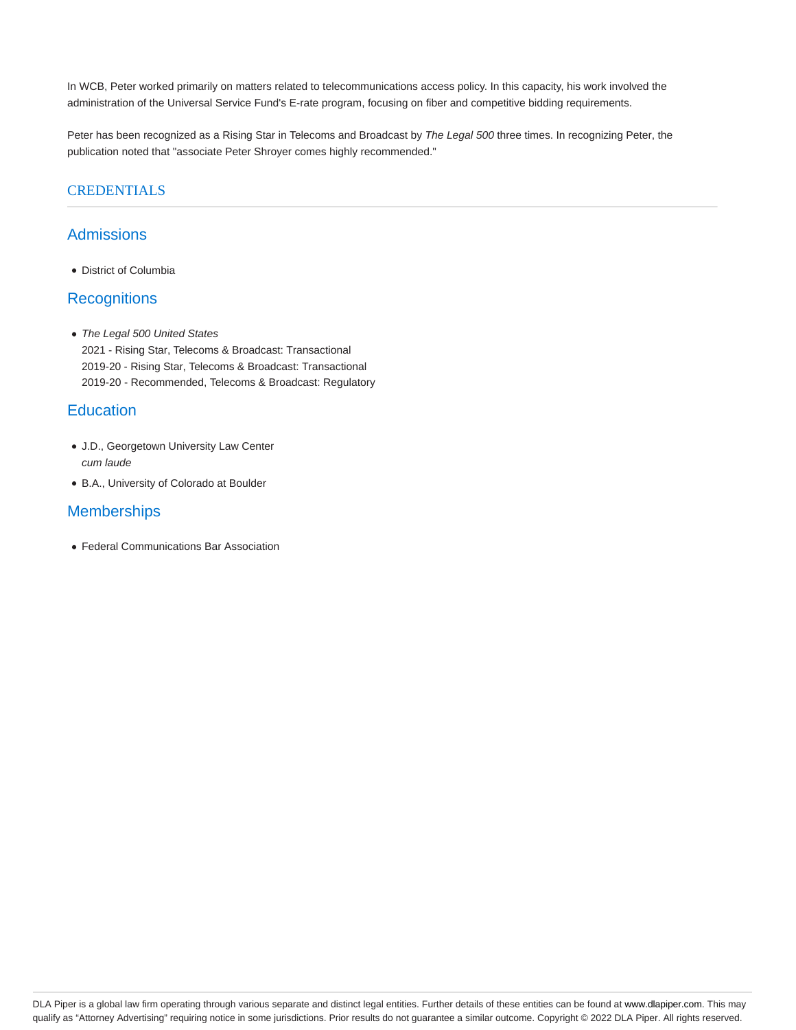In WCB, Peter worked primarily on matters related to telecommunications access policy. In this capacity, his work involved the administration of the Universal Service Fund's E-rate program, focusing on fiber and competitive bidding requirements.

Peter has been recognized as a Rising Star in Telecoms and Broadcast by *The Legal 500* three times. In recognizing Peter, the publication noted that "associate Peter Shroyer comes highly recommended."

## CREDENTIALS

### Admissions

- District of Columbia

### Recognitions

- *The Legal 500 United States*
  2021 - Rising Star, Telecoms & Broadcast: Transactional
  2019-20 - Rising Star, Telecoms & Broadcast: Transactional
  2019-20 - Recommended, Telecoms & Broadcast: Regulatory

### Education

- J.D., Georgetown University Law Center
  *cum laude*
- B.A., University of Colorado at Boulder

### Memberships

- Federal Communications Bar Association

DLA Piper is a global law firm operating through various separate and distinct legal entities. Further details of these entities can be found at www.dlapiper.com. This may qualify as "Attorney Advertising" requiring notice in some jurisdictions. Prior results do not guarantee a similar outcome. Copyright © 2022 DLA Piper. All rights reserved.